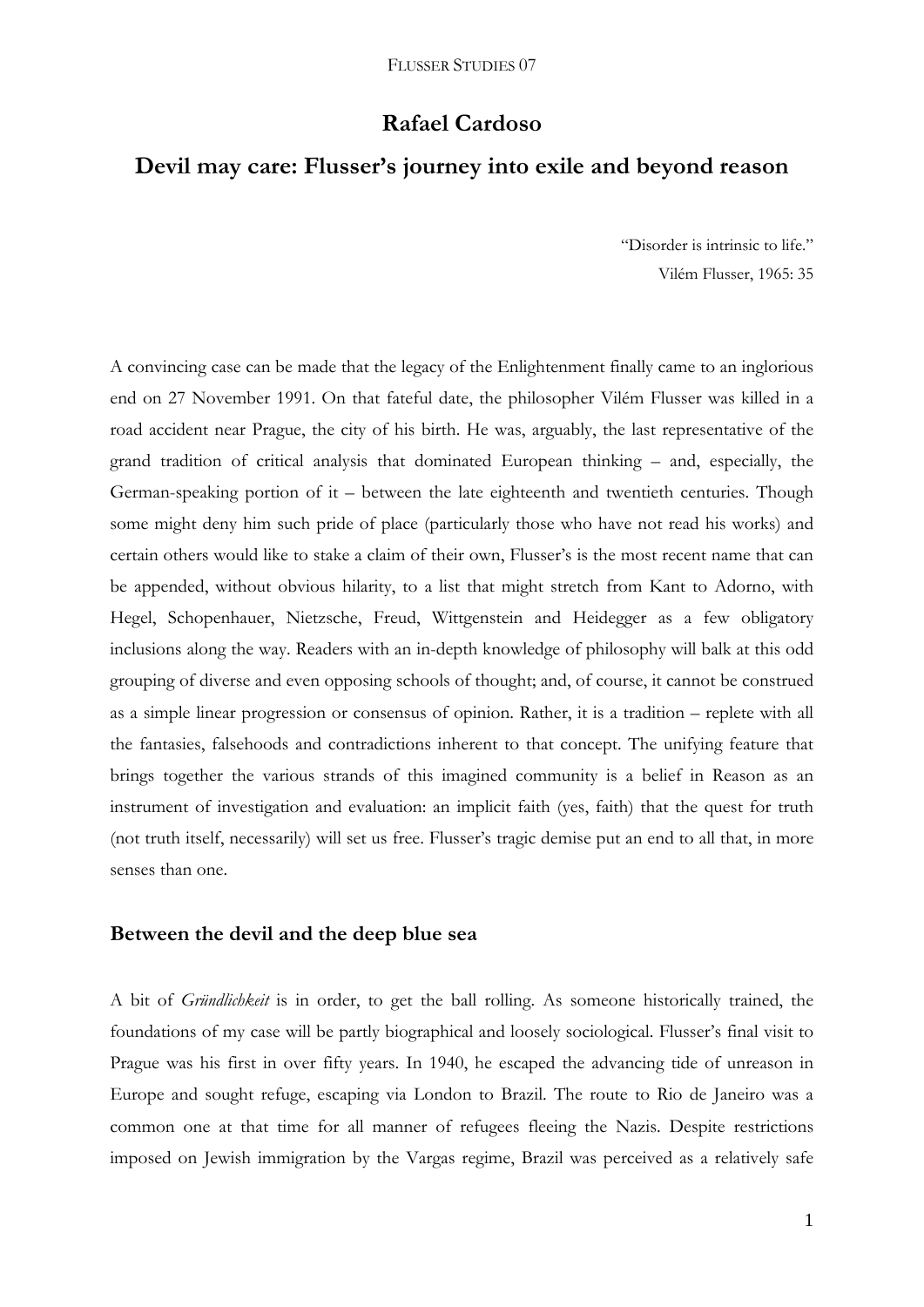# Rafael Cardoso

## Devil may care: Flusser's journey into exile and beyond reason

> "Disorder is intrinsic to life."
> Vilém Flusser, 1965: 35

A convincing case can be made that the legacy of the Enlightenment finally came to an inglorious end on 27 November 1991. On that fateful date, the philosopher Vilém Flusser was killed in a road accident near Prague, the city of his birth. He was, arguably, the last representative of the grand tradition of critical analysis that dominated European thinking – and, especially, the German-speaking portion of it – between the late eighteenth and twentieth centuries. Though some might deny him such pride of place (particularly those who have not read his works) and certain others would like to stake a claim of their own, Flusser's is the most recent name that can be appended, without obvious hilarity, to a list that might stretch from Kant to Adorno, with Hegel, Schopenhauer, Nietzsche, Freud, Wittgenstein and Heidegger as a few obligatory inclusions along the way. Readers with an in-depth knowledge of philosophy will balk at this odd grouping of diverse and even opposing schools of thought; and, of course, it cannot be construed as a simple linear progression or consensus of opinion. Rather, it is a tradition – replete with all the fantasies, falsehoods and contradictions inherent to that concept. The unifying feature that brings together the various strands of this imagined community is a belief in Reason as an instrument of investigation and evaluation: an implicit faith (yes, faith) that the quest for truth (not truth itself, necessarily) will set us free. Flusser's tragic demise put an end to all that, in more senses than one.

### Between the devil and the deep blue sea

A bit of *Gründlichkeit* is in order, to get the ball rolling. As someone historically trained, the foundations of my case will be partly biographical and loosely sociological. Flusser's final visit to Prague was his first in over fifty years. In 1940, he escaped the advancing tide of unreason in Europe and sought refuge, escaping via London to Brazil. The route to Rio de Janeiro was a common one at that time for all manner of refugees fleeing the Nazis. Despite restrictions imposed on Jewish immigration by the Vargas regime, Brazil was perceived as a relatively safe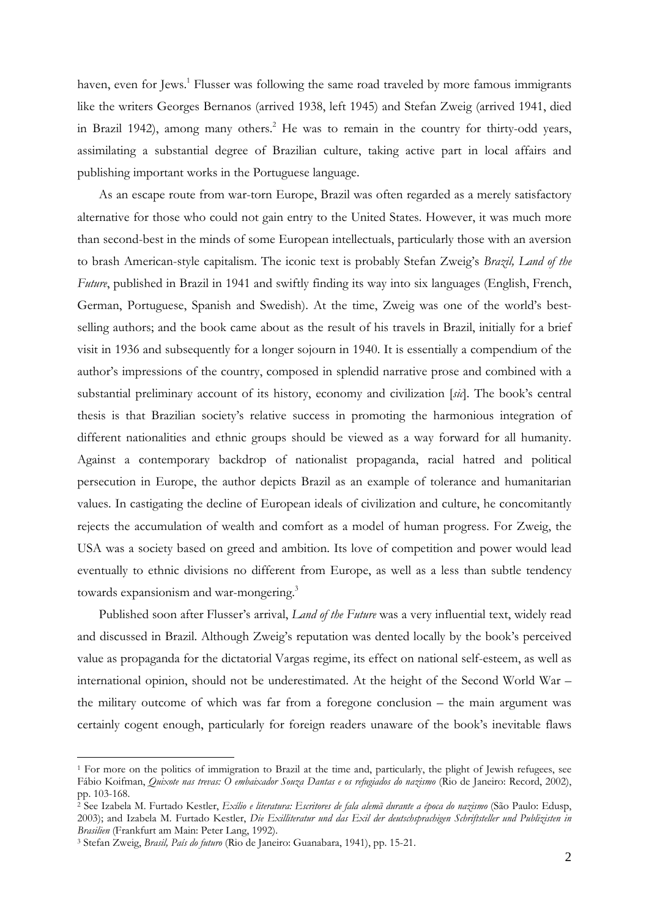haven, even for Jews.[1] Flusser was following the same road traveled by more famous immigrants like the writers Georges Bernanos (arrived 1938, left 1945) and Stefan Zweig (arrived 1941, died in Brazil 1942), among many others.[2] He was to remain in the country for thirty-odd years, assimilating a substantial degree of Brazilian culture, taking active part in local affairs and publishing important works in the Portuguese language.

As an escape route from war-torn Europe, Brazil was often regarded as a merely satisfactory alternative for those who could not gain entry to the United States. However, it was much more than second-best in the minds of some European intellectuals, particularly those with an aversion to brash American-style capitalism. The iconic text is probably Stefan Zweig's *Brazil, Land of the Future*, published in Brazil in 1941 and swiftly finding its way into six languages (English, French, German, Portuguese, Spanish and Swedish). At the time, Zweig was one of the world's best-selling authors; and the book came about as the result of his travels in Brazil, initially for a brief visit in 1936 and subsequently for a longer sojourn in 1940. It is essentially a compendium of the author's impressions of the country, composed in splendid narrative prose and combined with a substantial preliminary account of its history, economy and civilization [*sic*]. The book's central thesis is that Brazilian society's relative success in promoting the harmonious integration of different nationalities and ethnic groups should be viewed as a way forward for all humanity. Against a contemporary backdrop of nationalist propaganda, racial hatred and political persecution in Europe, the author depicts Brazil as an example of tolerance and humanitarian values. In castigating the decline of European ideals of civilization and culture, he concomitantly rejects the accumulation of wealth and comfort as a model of human progress. For Zweig, the USA was a society based on greed and ambition. Its love of competition and power would lead eventually to ethnic divisions no different from Europe, as well as a less than subtle tendency towards expansionism and war-mongering.[3]

Published soon after Flusser's arrival, *Land of the Future* was a very influential text, widely read and discussed in Brazil. Although Zweig's reputation was dented locally by the book's perceived value as propaganda for the dictatorial Vargas regime, its effect on national self-esteem, as well as international opinion, should not be underestimated. At the height of the Second World War – the military outcome of which was far from a foregone conclusion – the main argument was certainly cogent enough, particularly for foreign readers unaware of the book's inevitable flaws

---

[1] For more on the politics of immigration to Brazil at the time and, particularly, the plight of Jewish refugees, see Fábio Koifman, *Quixote nas trevas: O embaixador Souza Dantas e os refugiados do nazismo* (Rio de Janeiro: Record, 2002), pp. 103-168.

[2] See Izabela M. Furtado Kestler, *Exílio e literatura: Escritores de fala alemã durante a época do nazismo* (São Paulo: Edusp, 2003); and Izabela M. Furtado Kestler, *Die Exilliteratur und das Exil der deutschsprachigen Schriftsteller und Publizisten in Brasilien* (Frankfurt am Main: Peter Lang, 1992).

[3] Stefan Zweig, *Brasil, País do futuro* (Rio de Janeiro: Guanabara, 1941), pp. 15-21.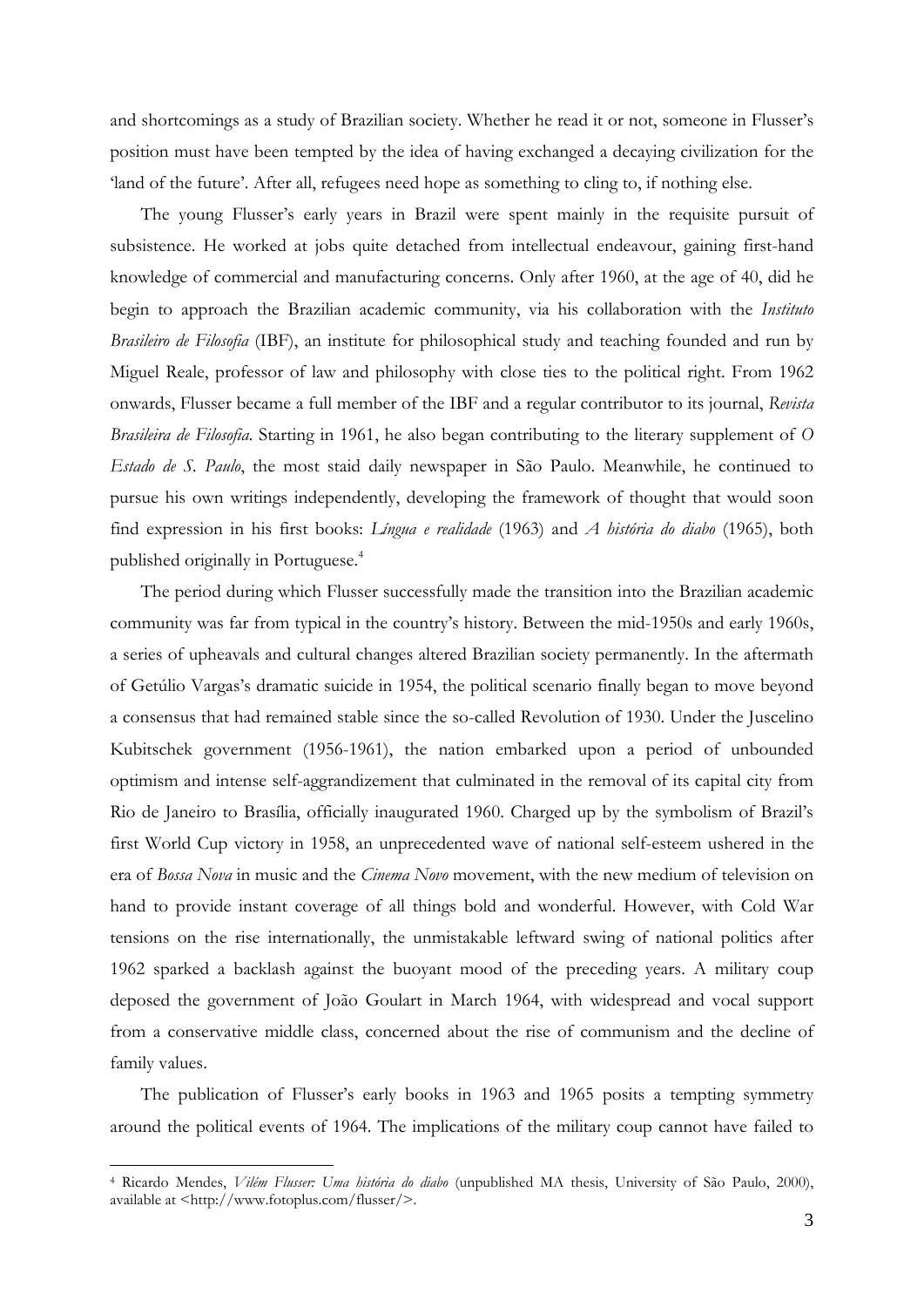and shortcomings as a study of Brazilian society. Whether he read it or not, someone in Flusser's position must have been tempted by the idea of having exchanged a decaying civilization for the 'land of the future'. After all, refugees need hope as something to cling to, if nothing else.

The young Flusser's early years in Brazil were spent mainly in the requisite pursuit of subsistence. He worked at jobs quite detached from intellectual endeavour, gaining first-hand knowledge of commercial and manufacturing concerns. Only after 1960, at the age of 40, did he begin to approach the Brazilian academic community, via his collaboration with the *Instituto Brasileiro de Filosofia* (IBF), an institute for philosophical study and teaching founded and run by Miguel Reale, professor of law and philosophy with close ties to the political right. From 1962 onwards, Flusser became a full member of the IBF and a regular contributor to its journal, *Revista Brasileira de Filosofia*. Starting in 1961, he also began contributing to the literary supplement of *O Estado de S. Paulo*, the most staid daily newspaper in São Paulo. Meanwhile, he continued to pursue his own writings independently, developing the framework of thought that would soon find expression in his first books: *Língua e realidade* (1963) and *A história do diabo* (1965), both published originally in Portuguese.[4]

The period during which Flusser successfully made the transition into the Brazilian academic community was far from typical in the country's history. Between the mid-1950s and early 1960s, a series of upheavals and cultural changes altered Brazilian society permanently. In the aftermath of Getúlio Vargas's dramatic suicide in 1954, the political scenario finally began to move beyond a consensus that had remained stable since the so-called Revolution of 1930. Under the Juscelino Kubitschek government (1956-1961), the nation embarked upon a period of unbounded optimism and intense self-aggrandizement that culminated in the removal of its capital city from Rio de Janeiro to Brasília, officially inaugurated 1960. Charged up by the symbolism of Brazil's first World Cup victory in 1958, an unprecedented wave of national self-esteem ushered in the era of *Bossa Nova* in music and the *Cinema Novo* movement, with the new medium of television on hand to provide instant coverage of all things bold and wonderful. However, with Cold War tensions on the rise internationally, the unmistakable leftward swing of national politics after 1962 sparked a backlash against the buoyant mood of the preceding years. A military coup deposed the government of João Goulart in March 1964, with widespread and vocal support from a conservative middle class, concerned about the rise of communism and the decline of family values.

The publication of Flusser's early books in 1963 and 1965 posits a tempting symmetry around the political events of 1964. The implications of the military coup cannot have failed to

[4] Ricardo Mendes, *Vilém Flusser: Uma história do diabo* (unpublished MA thesis, University of São Paulo, 2000), available at <http://www.fotoplus.com/flusser/>.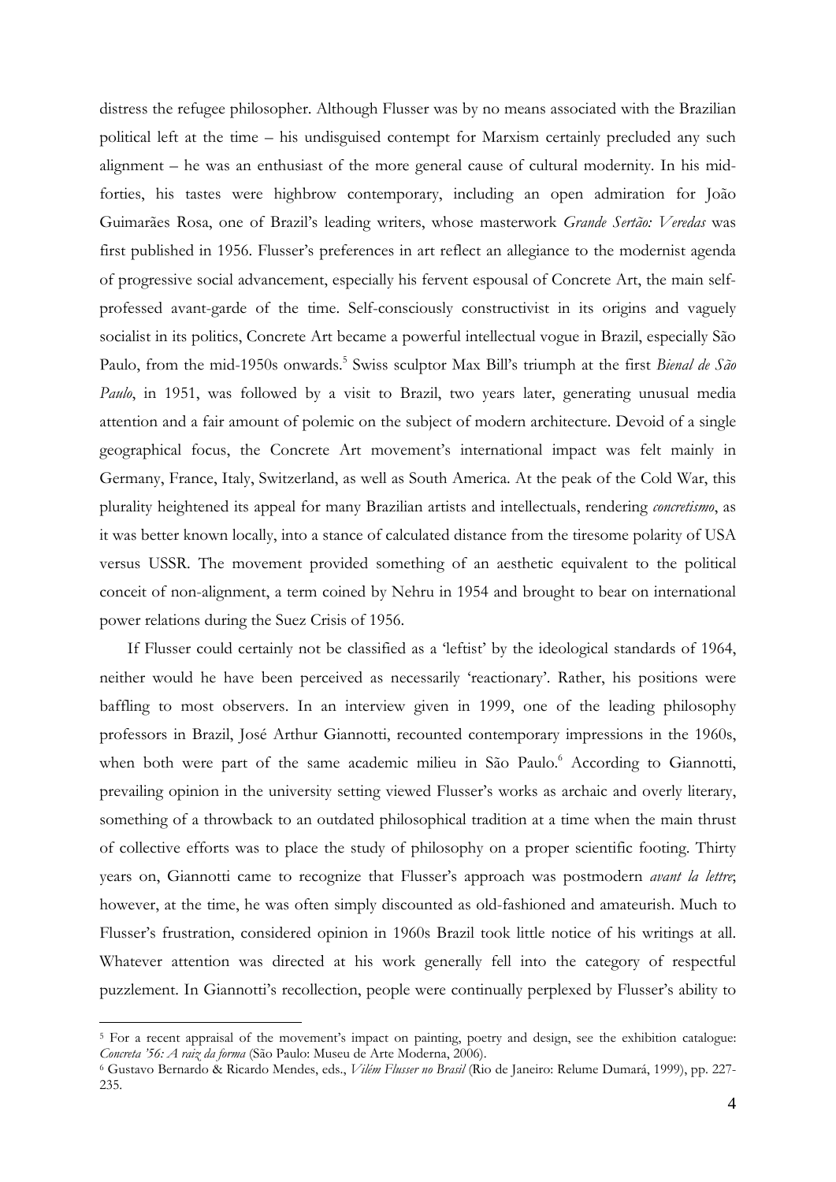distress the refugee philosopher. Although Flusser was by no means associated with the Brazilian political left at the time – his undisguised contempt for Marxism certainly precluded any such alignment – he was an enthusiast of the more general cause of cultural modernity. In his mid-forties, his tastes were highbrow contemporary, including an open admiration for João Guimarães Rosa, one of Brazil's leading writers, whose masterwork *Grande Sertão: Veredas* was first published in 1956. Flusser's preferences in art reflect an allegiance to the modernist agenda of progressive social advancement, especially his fervent espousal of Concrete Art, the main self-professed avant-garde of the time. Self-consciously constructivist in its origins and vaguely socialist in its politics, Concrete Art became a powerful intellectual vogue in Brazil, especially São Paulo, from the mid-1950s onwards.[5] Swiss sculptor Max Bill's triumph at the first *Bienal de São Paulo*, in 1951, was followed by a visit to Brazil, two years later, generating unusual media attention and a fair amount of polemic on the subject of modern architecture. Devoid of a single geographical focus, the Concrete Art movement's international impact was felt mainly in Germany, France, Italy, Switzerland, as well as South America. At the peak of the Cold War, this plurality heightened its appeal for many Brazilian artists and intellectuals, rendering *concretismo*, as it was better known locally, into a stance of calculated distance from the tiresome polarity of USA versus USSR. The movement provided something of an aesthetic equivalent to the political conceit of non-alignment, a term coined by Nehru in 1954 and brought to bear on international power relations during the Suez Crisis of 1956.

If Flusser could certainly not be classified as a 'leftist' by the ideological standards of 1964, neither would he have been perceived as necessarily 'reactionary'. Rather, his positions were baffling to most observers. In an interview given in 1999, one of the leading philosophy professors in Brazil, José Arthur Giannotti, recounted contemporary impressions in the 1960s, when both were part of the same academic milieu in São Paulo.[6] According to Giannotti, prevailing opinion in the university setting viewed Flusser's works as archaic and overly literary, something of a throwback to an outdated philosophical tradition at a time when the main thrust of collective efforts was to place the study of philosophy on a proper scientific footing. Thirty years on, Giannotti came to recognize that Flusser's approach was postmodern *avant la lettre*; however, at the time, he was often simply discounted as old-fashioned and amateurish. Much to Flusser's frustration, considered opinion in 1960s Brazil took little notice of his writings at all. Whatever attention was directed at his work generally fell into the category of respectful puzzlement. In Giannotti's recollection, people were continually perplexed by Flusser's ability to

---

[5] For a recent appraisal of the movement's impact on painting, poetry and design, see the exhibition catalogue: *Concreta '56: A raiz da forma* (São Paulo: Museu de Arte Moderna, 2006).

[6] Gustavo Bernardo & Ricardo Mendes, eds., *Vilém Flusser no Brasil* (Rio de Janeiro: Relume Dumará, 1999), pp. 227-235.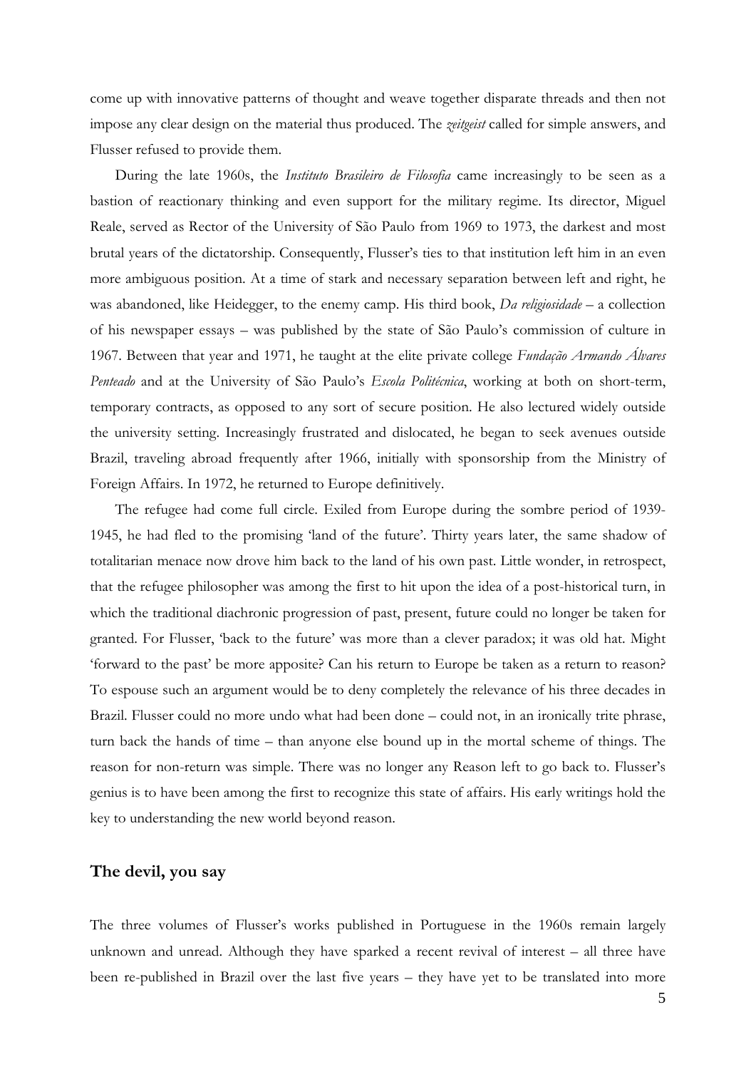come up with innovative patterns of thought and weave together disparate threads and then not impose any clear design on the material thus produced. The *zeitgeist* called for simple answers, and Flusser refused to provide them.

During the late 1960s, the *Instituto Brasileiro de Filosofia* came increasingly to be seen as a bastion of reactionary thinking and even support for the military regime. Its director, Miguel Reale, served as Rector of the University of São Paulo from 1969 to 1973, the darkest and most brutal years of the dictatorship. Consequently, Flusser's ties to that institution left him in an even more ambiguous position. At a time of stark and necessary separation between left and right, he was abandoned, like Heidegger, to the enemy camp. His third book, *Da religiosidade* – a collection of his newspaper essays – was published by the state of São Paulo's commission of culture in 1967. Between that year and 1971, he taught at the elite private college *Fundação Armando Álvares Penteado* and at the University of São Paulo's *Escola Politécnica*, working at both on short-term, temporary contracts, as opposed to any sort of secure position. He also lectured widely outside the university setting. Increasingly frustrated and dislocated, he began to seek avenues outside Brazil, traveling abroad frequently after 1966, initially with sponsorship from the Ministry of Foreign Affairs. In 1972, he returned to Europe definitively.

The refugee had come full circle. Exiled from Europe during the sombre period of 1939-1945, he had fled to the promising 'land of the future'. Thirty years later, the same shadow of totalitarian menace now drove him back to the land of his own past. Little wonder, in retrospect, that the refugee philosopher was among the first to hit upon the idea of a post-historical turn, in which the traditional diachronic progression of past, present, future could no longer be taken for granted. For Flusser, 'back to the future' was more than a clever paradox; it was old hat. Might 'forward to the past' be more apposite? Can his return to Europe be taken as a return to reason? To espouse such an argument would be to deny completely the relevance of his three decades in Brazil. Flusser could no more undo what had been done – could not, in an ironically trite phrase, turn back the hands of time – than anyone else bound up in the mortal scheme of things. The reason for non-return was simple. There was no longer any Reason left to go back to. Flusser's genius is to have been among the first to recognize this state of affairs. His early writings hold the key to understanding the new world beyond reason.

## The devil, you say

The three volumes of Flusser's works published in Portuguese in the 1960s remain largely unknown and unread. Although they have sparked a recent revival of interest – all three have been re-published in Brazil over the last five years – they have yet to be translated into more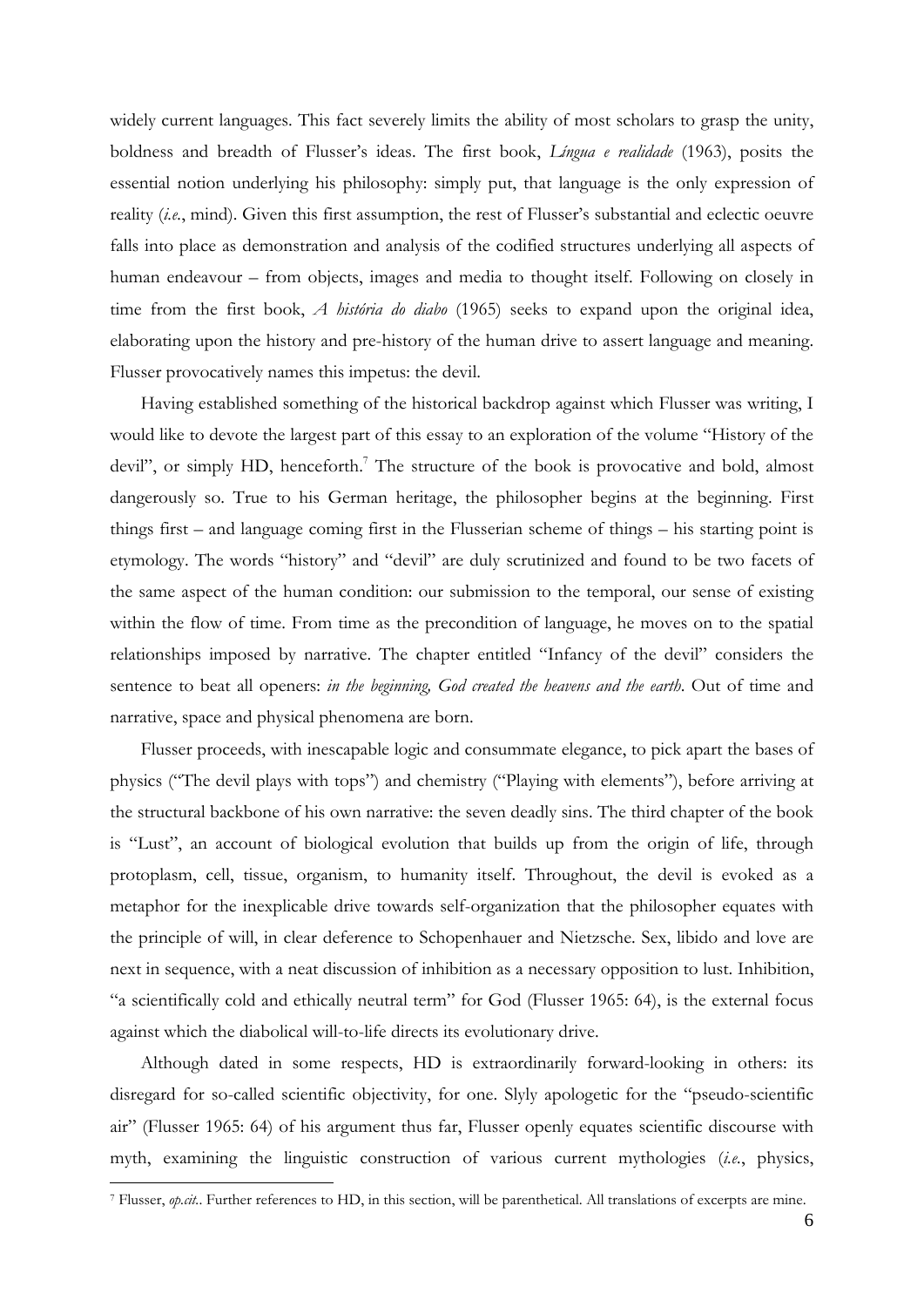widely current languages. This fact severely limits the ability of most scholars to grasp the unity, boldness and breadth of Flusser's ideas. The first book, *Língua e realidade* (1963), posits the essential notion underlying his philosophy: simply put, that language is the only expression of reality (*i.e.*, mind). Given this first assumption, the rest of Flusser's substantial and eclectic oeuvre falls into place as demonstration and analysis of the codified structures underlying all aspects of human endeavour – from objects, images and media to thought itself. Following on closely in time from the first book, *A história do diabo* (1965) seeks to expand upon the original idea, elaborating upon the history and pre-history of the human drive to assert language and meaning. Flusser provocatively names this impetus: the devil.

Having established something of the historical backdrop against which Flusser was writing, I would like to devote the largest part of this essay to an exploration of the volume "History of the devil", or simply HD, henceforth.[7] The structure of the book is provocative and bold, almost dangerously so. True to his German heritage, the philosopher begins at the beginning. First things first – and language coming first in the Flusserian scheme of things – his starting point is etymology. The words "history" and "devil" are duly scrutinized and found to be two facets of the same aspect of the human condition: our submission to the temporal, our sense of existing within the flow of time. From time as the precondition of language, he moves on to the spatial relationships imposed by narrative. The chapter entitled "Infancy of the devil" considers the sentence to beat all openers: *in the beginning, God created the heavens and the earth*. Out of time and narrative, space and physical phenomena are born.

Flusser proceeds, with inescapable logic and consummate elegance, to pick apart the bases of physics ("The devil plays with tops") and chemistry ("Playing with elements"), before arriving at the structural backbone of his own narrative: the seven deadly sins. The third chapter of the book is "Lust", an account of biological evolution that builds up from the origin of life, through protoplasm, cell, tissue, organism, to humanity itself. Throughout, the devil is evoked as a metaphor for the inexplicable drive towards self-organization that the philosopher equates with the principle of will, in clear deference to Schopenhauer and Nietzsche. Sex, libido and love are next in sequence, with a neat discussion of inhibition as a necessary opposition to lust. Inhibition, "a scientifically cold and ethically neutral term" for God (Flusser 1965: 64), is the external focus against which the diabolical will-to-life directs its evolutionary drive.

Although dated in some respects, HD is extraordinarily forward-looking in others: its disregard for so-called scientific objectivity, for one. Slyly apologetic for the "pseudo-scientific air" (Flusser 1965: 64) of his argument thus far, Flusser openly equates scientific discourse with myth, examining the linguistic construction of various current mythologies (*i.e.*, physics,

---

[7] Flusser, *op.cit.*. Further references to HD, in this section, will be parenthetical. All translations of excerpts are mine.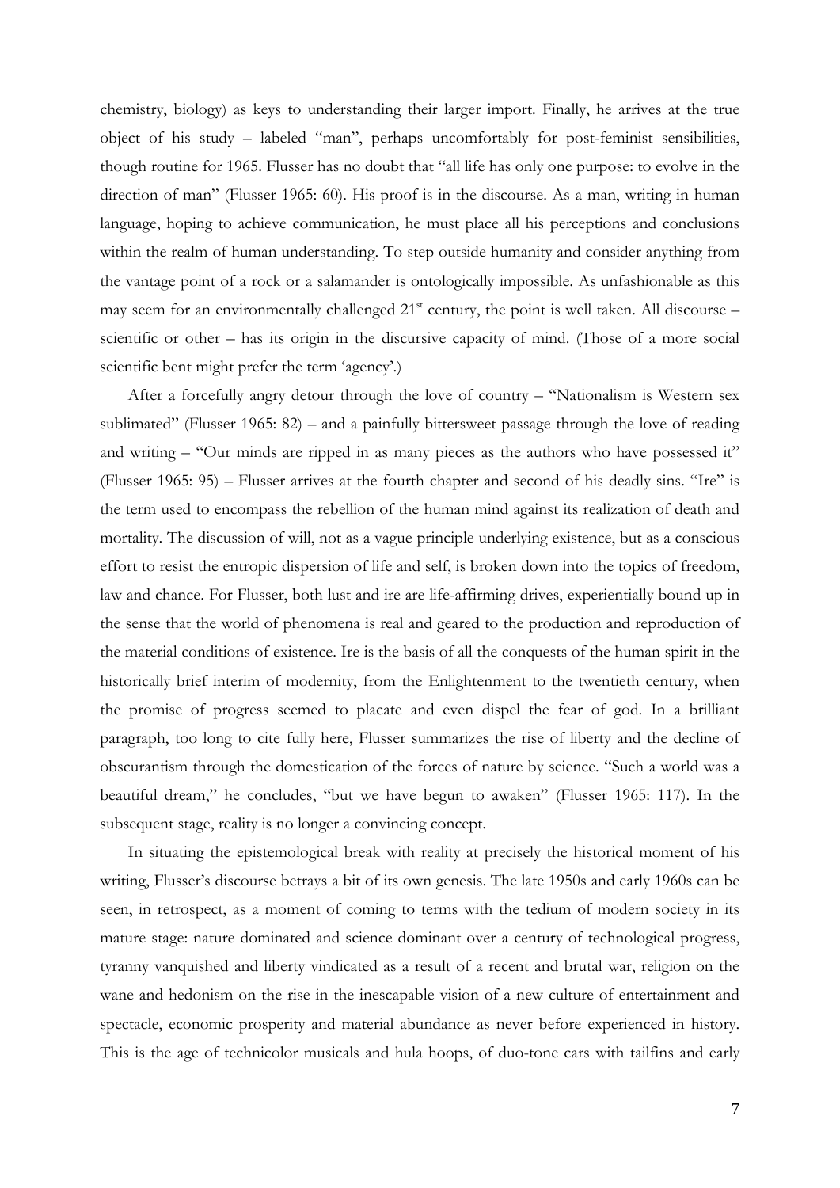chemistry, biology) as keys to understanding their larger import. Finally, he arrives at the true object of his study – labeled "man", perhaps uncomfortably for post-feminist sensibilities, though routine for 1965. Flusser has no doubt that "all life has only one purpose: to evolve in the direction of man" (Flusser 1965: 60). His proof is in the discourse. As a man, writing in human language, hoping to achieve communication, he must place all his perceptions and conclusions within the realm of human understanding. To step outside humanity and consider anything from the vantage point of a rock or a salamander is ontologically impossible. As unfashionable as this may seem for an environmentally challenged 21st century, the point is well taken. All discourse – scientific or other – has its origin in the discursive capacity of mind. (Those of a more social scientific bent might prefer the term 'agency'.)

After a forcefully angry detour through the love of country – "Nationalism is Western sex sublimated" (Flusser 1965: 82) – and a painfully bittersweet passage through the love of reading and writing – "Our minds are ripped in as many pieces as the authors who have possessed it" (Flusser 1965: 95) – Flusser arrives at the fourth chapter and second of his deadly sins. "Ire" is the term used to encompass the rebellion of the human mind against its realization of death and mortality. The discussion of will, not as a vague principle underlying existence, but as a conscious effort to resist the entropic dispersion of life and self, is broken down into the topics of freedom, law and chance. For Flusser, both lust and ire are life-affirming drives, experientially bound up in the sense that the world of phenomena is real and geared to the production and reproduction of the material conditions of existence. Ire is the basis of all the conquests of the human spirit in the historically brief interim of modernity, from the Enlightenment to the twentieth century, when the promise of progress seemed to placate and even dispel the fear of god. In a brilliant paragraph, too long to cite fully here, Flusser summarizes the rise of liberty and the decline of obscurantism through the domestication of the forces of nature by science. "Such a world was a beautiful dream," he concludes, "but we have begun to awaken" (Flusser 1965: 117). In the subsequent stage, reality is no longer a convincing concept.

In situating the epistemological break with reality at precisely the historical moment of his writing, Flusser's discourse betrays a bit of its own genesis. The late 1950s and early 1960s can be seen, in retrospect, as a moment of coming to terms with the tedium of modern society in its mature stage: nature dominated and science dominant over a century of technological progress, tyranny vanquished and liberty vindicated as a result of a recent and brutal war, religion on the wane and hedonism on the rise in the inescapable vision of a new culture of entertainment and spectacle, economic prosperity and material abundance as never before experienced in history. This is the age of technicolor musicals and hula hoops, of duo-tone cars with tailfins and early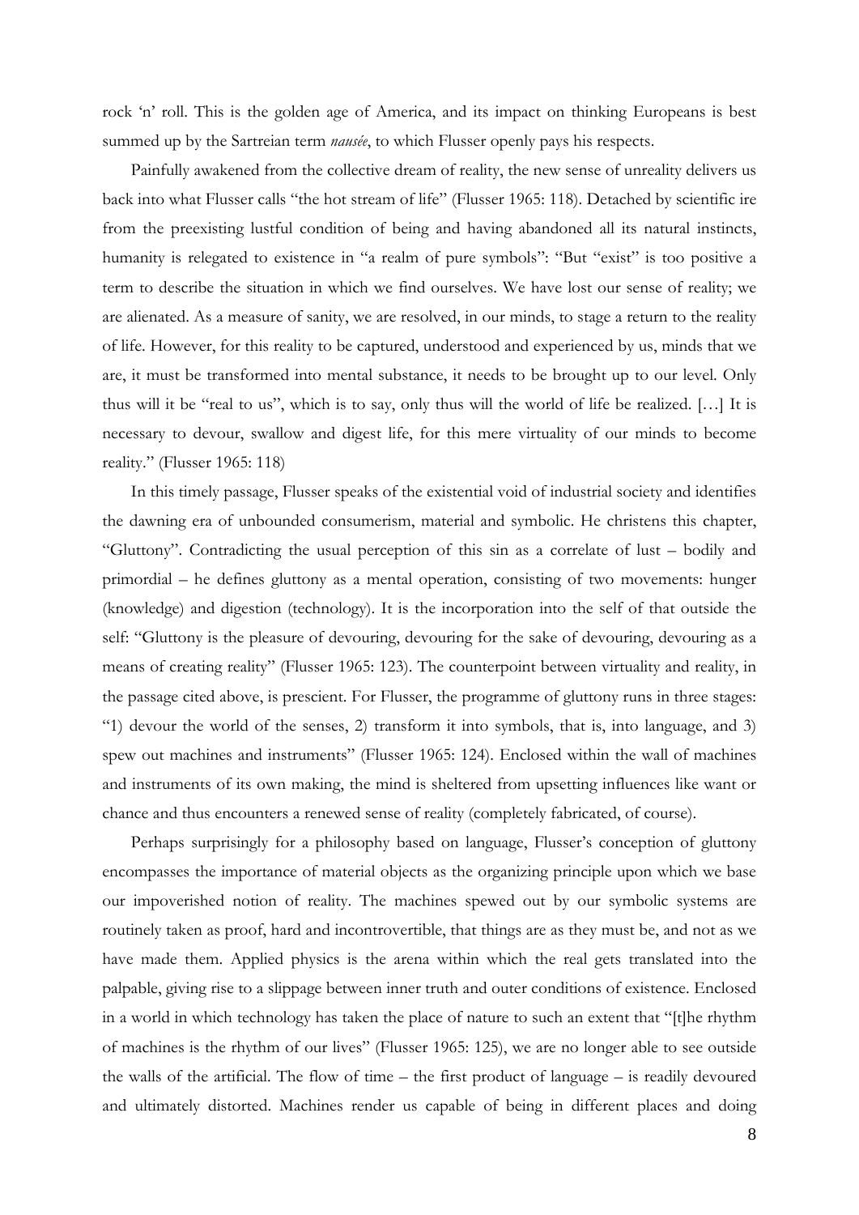rock 'n' roll. This is the golden age of America, and its impact on thinking Europeans is best summed up by the Sartreian term *nausée*, to which Flusser openly pays his respects.

Painfully awakened from the collective dream of reality, the new sense of unreality delivers us back into what Flusser calls "the hot stream of life" (Flusser 1965: 118). Detached by scientific ire from the preexisting lustful condition of being and having abandoned all its natural instincts, humanity is relegated to existence in "a realm of pure symbols": "But "exist" is too positive a term to describe the situation in which we find ourselves. We have lost our sense of reality; we are alienated. As a measure of sanity, we are resolved, in our minds, to stage a return to the reality of life. However, for this reality to be captured, understood and experienced by us, minds that we are, it must be transformed into mental substance, it needs to be brought up to our level. Only thus will it be "real to us", which is to say, only thus will the world of life be realized. […] It is necessary to devour, swallow and digest life, for this mere virtuality of our minds to become reality." (Flusser 1965: 118)

In this timely passage, Flusser speaks of the existential void of industrial society and identifies the dawning era of unbounded consumerism, material and symbolic. He christens this chapter, "Gluttony". Contradicting the usual perception of this sin as a correlate of lust – bodily and primordial – he defines gluttony as a mental operation, consisting of two movements: hunger (knowledge) and digestion (technology). It is the incorporation into the self of that outside the self: "Gluttony is the pleasure of devouring, devouring for the sake of devouring, devouring as a means of creating reality" (Flusser 1965: 123). The counterpoint between virtuality and reality, in the passage cited above, is prescient. For Flusser, the programme of gluttony runs in three stages: "1) devour the world of the senses, 2) transform it into symbols, that is, into language, and 3) spew out machines and instruments" (Flusser 1965: 124). Enclosed within the wall of machines and instruments of its own making, the mind is sheltered from upsetting influences like want or chance and thus encounters a renewed sense of reality (completely fabricated, of course).

Perhaps surprisingly for a philosophy based on language, Flusser's conception of gluttony encompasses the importance of material objects as the organizing principle upon which we base our impoverished notion of reality. The machines spewed out by our symbolic systems are routinely taken as proof, hard and incontrovertible, that things are as they must be, and not as we have made them. Applied physics is the arena within which the real gets translated into the palpable, giving rise to a slippage between inner truth and outer conditions of existence. Enclosed in a world in which technology has taken the place of nature to such an extent that "[t]he rhythm of machines is the rhythm of our lives" (Flusser 1965: 125), we are no longer able to see outside the walls of the artificial. The flow of time – the first product of language – is readily devoured and ultimately distorted. Machines render us capable of being in different places and doing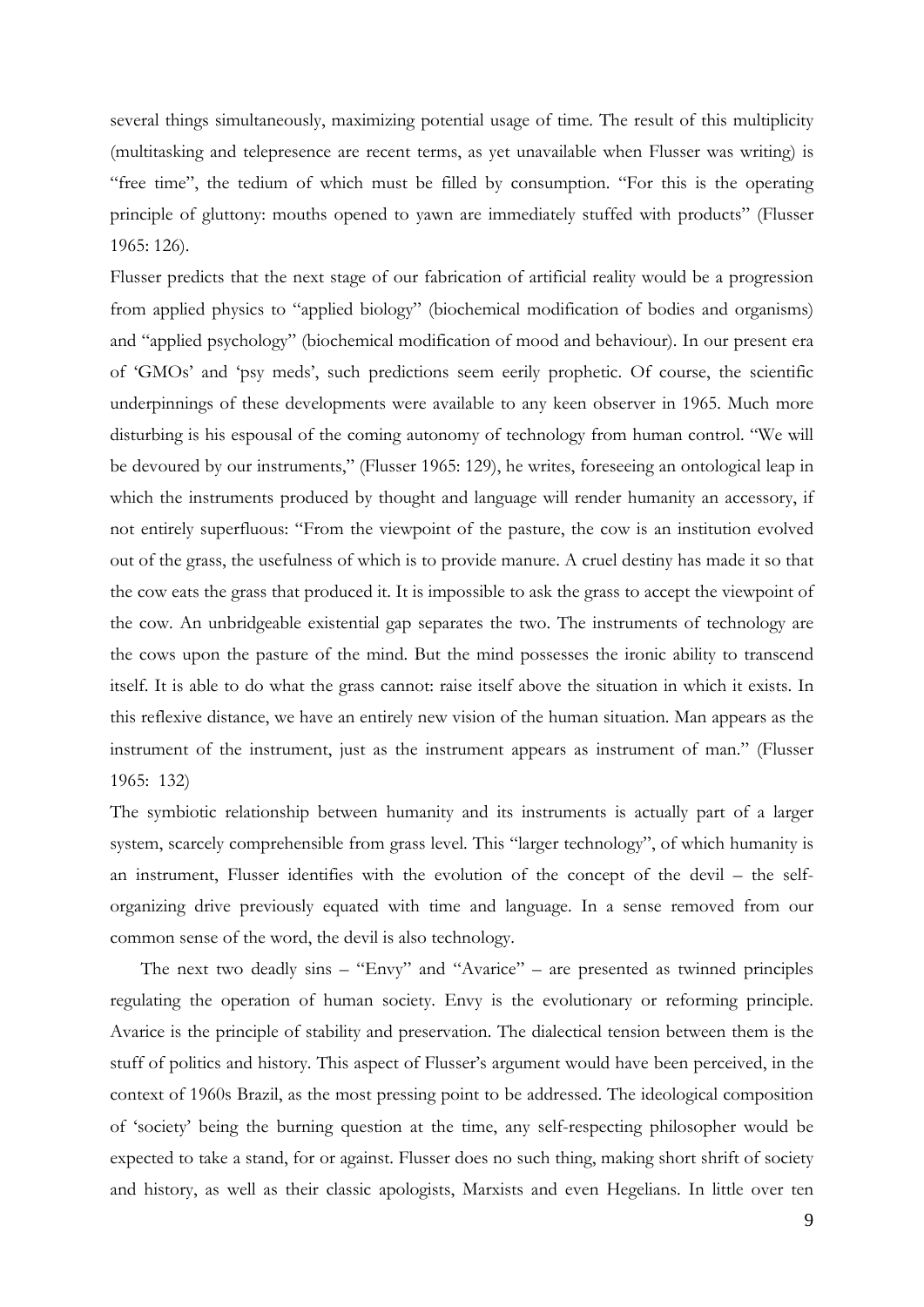several things simultaneously, maximizing potential usage of time. The result of this multiplicity (multitasking and telepresence are recent terms, as yet unavailable when Flusser was writing) is "free time", the tedium of which must be filled by consumption. "For this is the operating principle of gluttony: mouths opened to yawn are immediately stuffed with products" (Flusser 1965: 126).

Flusser predicts that the next stage of our fabrication of artificial reality would be a progression from applied physics to "applied biology" (biochemical modification of bodies and organisms) and "applied psychology" (biochemical modification of mood and behaviour). In our present era of 'GMOs' and 'psy meds', such predictions seem eerily prophetic. Of course, the scientific underpinnings of these developments were available to any keen observer in 1965. Much more disturbing is his espousal of the coming autonomy of technology from human control. "We will be devoured by our instruments," (Flusser 1965: 129), he writes, foreseeing an ontological leap in which the instruments produced by thought and language will render humanity an accessory, if not entirely superfluous: "From the viewpoint of the pasture, the cow is an institution evolved out of the grass, the usefulness of which is to provide manure. A cruel destiny has made it so that the cow eats the grass that produced it. It is impossible to ask the grass to accept the viewpoint of the cow. An unbridgeable existential gap separates the two. The instruments of technology are the cows upon the pasture of the mind. But the mind possesses the ironic ability to transcend itself. It is able to do what the grass cannot: raise itself above the situation in which it exists. In this reflexive distance, we have an entirely new vision of the human situation. Man appears as the instrument of the instrument, just as the instrument appears as instrument of man." (Flusser 1965: 132)

The symbiotic relationship between humanity and its instruments is actually part of a larger system, scarcely comprehensible from grass level. This "larger technology", of which humanity is an instrument, Flusser identifies with the evolution of the concept of the devil – the self-organizing drive previously equated with time and language. In a sense removed from our common sense of the word, the devil is also technology.

The next two deadly sins – "Envy" and "Avarice" – are presented as twinned principles regulating the operation of human society. Envy is the evolutionary or reforming principle. Avarice is the principle of stability and preservation. The dialectical tension between them is the stuff of politics and history. This aspect of Flusser's argument would have been perceived, in the context of 1960s Brazil, as the most pressing point to be addressed. The ideological composition of 'society' being the burning question at the time, any self-respecting philosopher would be expected to take a stand, for or against. Flusser does no such thing, making short shrift of society and history, as well as their classic apologists, Marxists and even Hegelians. In little over ten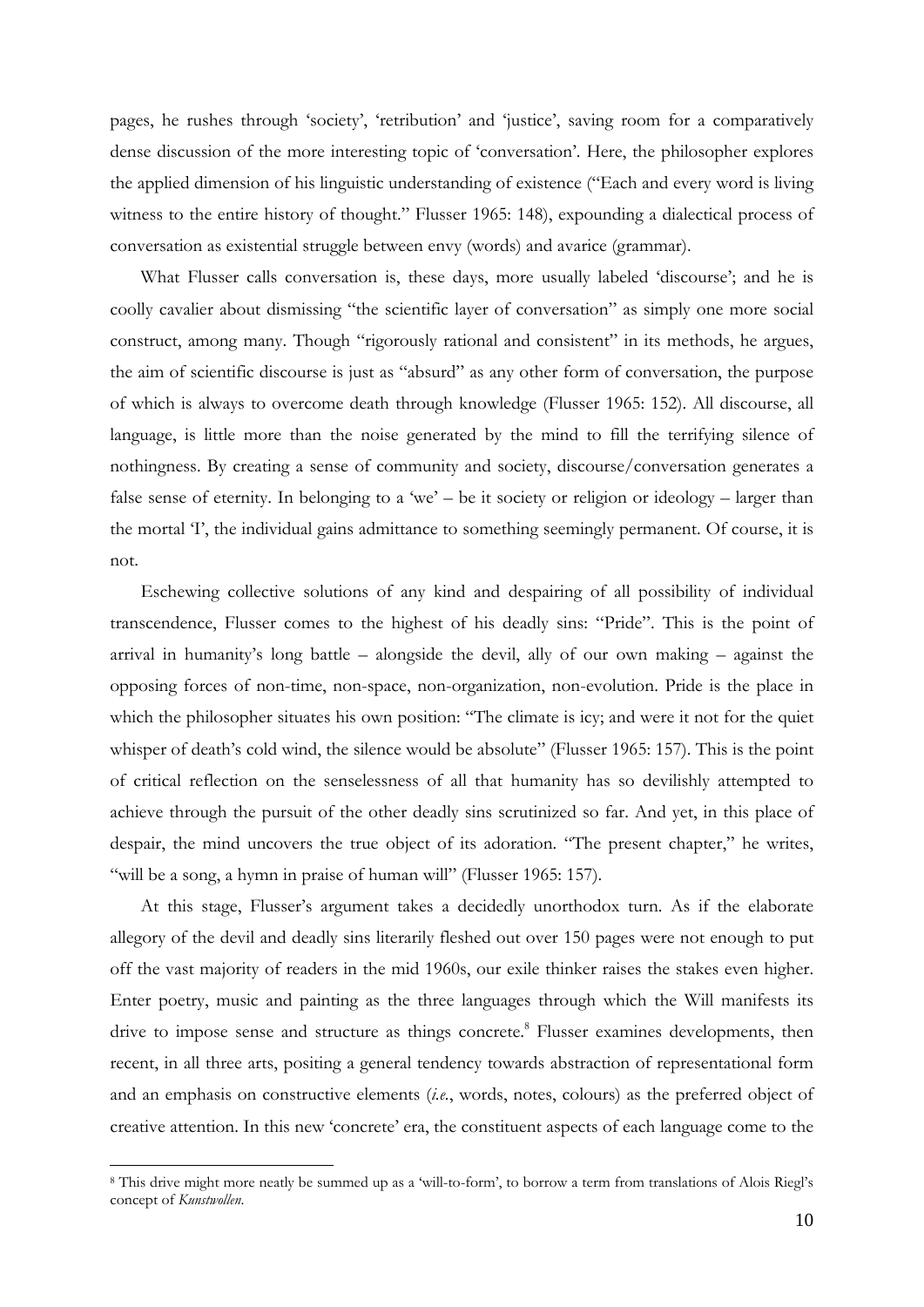pages, he rushes through 'society', 'retribution' and 'justice', saving room for a comparatively dense discussion of the more interesting topic of 'conversation'. Here, the philosopher explores the applied dimension of his linguistic understanding of existence ("Each and every word is living witness to the entire history of thought." Flusser 1965: 148), expounding a dialectical process of conversation as existential struggle between envy (words) and avarice (grammar).

What Flusser calls conversation is, these days, more usually labeled 'discourse'; and he is coolly cavalier about dismissing "the scientific layer of conversation" as simply one more social construct, among many. Though "rigorously rational and consistent" in its methods, he argues, the aim of scientific discourse is just as "absurd" as any other form of conversation, the purpose of which is always to overcome death through knowledge (Flusser 1965: 152). All discourse, all language, is little more than the noise generated by the mind to fill the terrifying silence of nothingness. By creating a sense of community and society, discourse/conversation generates a false sense of eternity. In belonging to a 'we' – be it society or religion or ideology – larger than the mortal 'I', the individual gains admittance to something seemingly permanent. Of course, it is not.

Eschewing collective solutions of any kind and despairing of all possibility of individual transcendence, Flusser comes to the highest of his deadly sins: "Pride". This is the point of arrival in humanity's long battle – alongside the devil, ally of our own making – against the opposing forces of non-time, non-space, non-organization, non-evolution. Pride is the place in which the philosopher situates his own position: "The climate is icy; and were it not for the quiet whisper of death's cold wind, the silence would be absolute" (Flusser 1965: 157). This is the point of critical reflection on the senselessness of all that humanity has so devilishly attempted to achieve through the pursuit of the other deadly sins scrutinized so far. And yet, in this place of despair, the mind uncovers the true object of its adoration. "The present chapter," he writes, "will be a song, a hymn in praise of human will" (Flusser 1965: 157).

At this stage, Flusser's argument takes a decidedly unorthodox turn. As if the elaborate allegory of the devil and deadly sins literarily fleshed out over 150 pages were not enough to put off the vast majority of readers in the mid 1960s, our exile thinker raises the stakes even higher. Enter poetry, music and painting as the three languages through which the Will manifests its drive to impose sense and structure as things concrete.[8] Flusser examines developments, then recent, in all three arts, positing a general tendency towards abstraction of representational form and an emphasis on constructive elements (*i.e.*, words, notes, colours) as the preferred object of creative attention. In this new 'concrete' era, the constituent aspects of each language come to the

[8] This drive might more neatly be summed up as a 'will-to-form', to borrow a term from translations of Alois Riegl's concept of *Kunstwollen*.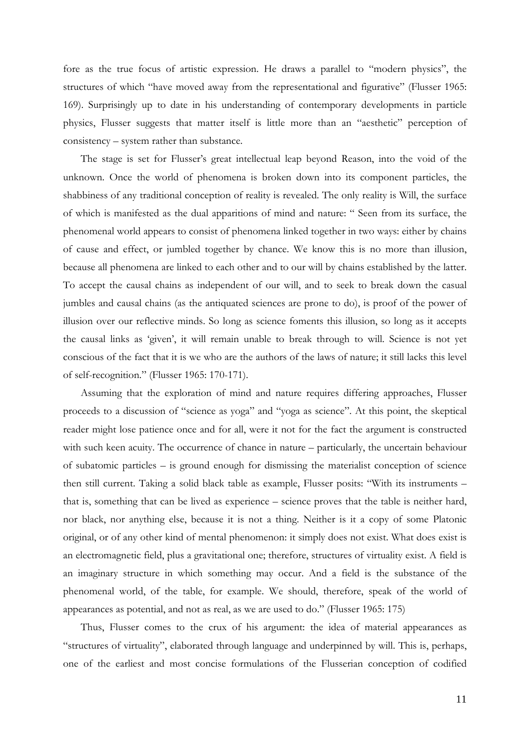fore as the true focus of artistic expression. He draws a parallel to "modern physics", the structures of which "have moved away from the representational and figurative" (Flusser 1965: 169). Surprisingly up to date in his understanding of contemporary developments in particle physics, Flusser suggests that matter itself is little more than an "aesthetic" perception of consistency – system rather than substance.

The stage is set for Flusser's great intellectual leap beyond Reason, into the void of the unknown. Once the world of phenomena is broken down into its component particles, the shabbiness of any traditional conception of reality is revealed. The only reality is Will, the surface of which is manifested as the dual apparitions of mind and nature: " Seen from its surface, the phenomenal world appears to consist of phenomena linked together in two ways: either by chains of cause and effect, or jumbled together by chance. We know this is no more than illusion, because all phenomena are linked to each other and to our will by chains established by the latter. To accept the causal chains as independent of our will, and to seek to break down the casual jumbles and causal chains (as the antiquated sciences are prone to do), is proof of the power of illusion over our reflective minds. So long as science foments this illusion, so long as it accepts the causal links as 'given', it will remain unable to break through to will. Science is not yet conscious of the fact that it is we who are the authors of the laws of nature; it still lacks this level of self-recognition." (Flusser 1965: 170-171).

Assuming that the exploration of mind and nature requires differing approaches, Flusser proceeds to a discussion of "science as yoga" and "yoga as science". At this point, the skeptical reader might lose patience once and for all, were it not for the fact the argument is constructed with such keen acuity. The occurrence of chance in nature – particularly, the uncertain behaviour of subatomic particles – is ground enough for dismissing the materialist conception of science then still current. Taking a solid black table as example, Flusser posits: "With its instruments – that is, something that can be lived as experience – science proves that the table is neither hard, nor black, nor anything else, because it is not a thing. Neither is it a copy of some Platonic original, or of any other kind of mental phenomenon: it simply does not exist. What does exist is an electromagnetic field, plus a gravitational one; therefore, structures of virtuality exist. A field is an imaginary structure in which something may occur. And a field is the substance of the phenomenal world, of the table, for example. We should, therefore, speak of the world of appearances as potential, and not as real, as we are used to do." (Flusser 1965: 175)

Thus, Flusser comes to the crux of his argument: the idea of material appearances as "structures of virtuality", elaborated through language and underpinned by will. This is, perhaps, one of the earliest and most concise formulations of the Flusserian conception of codified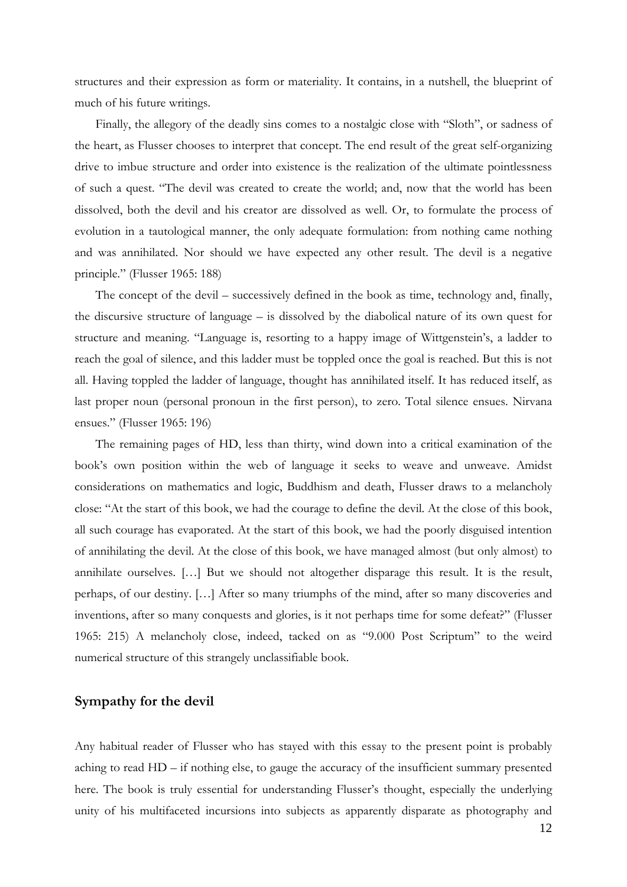structures and their expression as form or materiality. It contains, in a nutshell, the blueprint of much of his future writings.

Finally, the allegory of the deadly sins comes to a nostalgic close with "Sloth", or sadness of the heart, as Flusser chooses to interpret that concept. The end result of the great self-organizing drive to imbue structure and order into existence is the realization of the ultimate pointlessness of such a quest. "The devil was created to create the world; and, now that the world has been dissolved, both the devil and his creator are dissolved as well. Or, to formulate the process of evolution in a tautological manner, the only adequate formulation: from nothing came nothing and was annihilated. Nor should we have expected any other result. The devil is a negative principle." (Flusser 1965: 188)

The concept of the devil – successively defined in the book as time, technology and, finally, the discursive structure of language – is dissolved by the diabolical nature of its own quest for structure and meaning. "Language is, resorting to a happy image of Wittgenstein's, a ladder to reach the goal of silence, and this ladder must be toppled once the goal is reached. But this is not all. Having toppled the ladder of language, thought has annihilated itself. It has reduced itself, as last proper noun (personal pronoun in the first person), to zero. Total silence ensues. Nirvana ensues." (Flusser 1965: 196)

The remaining pages of HD, less than thirty, wind down into a critical examination of the book's own position within the web of language it seeks to weave and unweave. Amidst considerations on mathematics and logic, Buddhism and death, Flusser draws to a melancholy close: "At the start of this book, we had the courage to define the devil. At the close of this book, all such courage has evaporated. At the start of this book, we had the poorly disguised intention of annihilating the devil. At the close of this book, we have managed almost (but only almost) to annihilate ourselves. […] But we should not altogether disparage this result. It is the result, perhaps, of our destiny. […] After so many triumphs of the mind, after so many discoveries and inventions, after so many conquests and glories, is it not perhaps time for some defeat?" (Flusser 1965: 215) A melancholy close, indeed, tacked on as "9.000 Post Scriptum" to the weird numerical structure of this strangely unclassifiable book.

## Sympathy for the devil

Any habitual reader of Flusser who has stayed with this essay to the present point is probably aching to read HD – if nothing else, to gauge the accuracy of the insufficient summary presented here. The book is truly essential for understanding Flusser's thought, especially the underlying unity of his multifaceted incursions into subjects as apparently disparate as photography and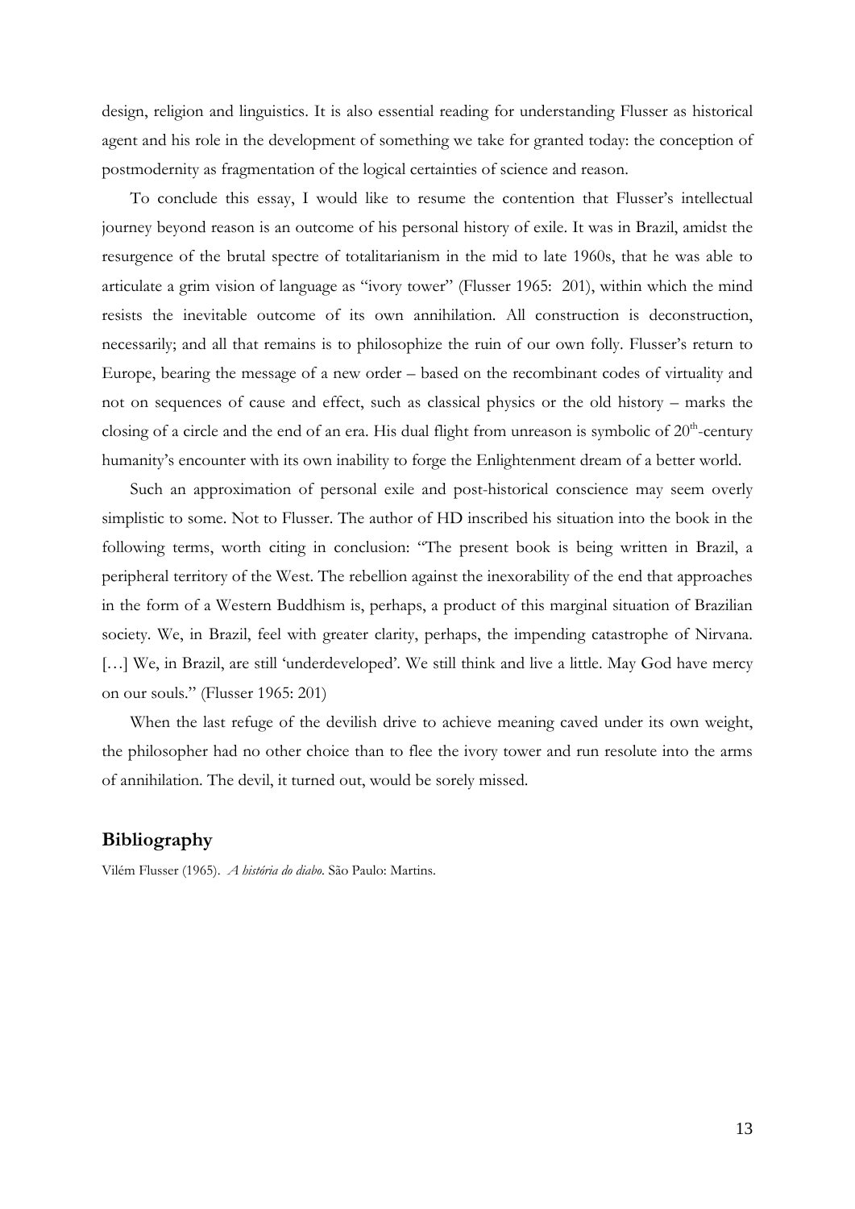design, religion and linguistics. It is also essential reading for understanding Flusser as historical agent and his role in the development of something we take for granted today: the conception of postmodernity as fragmentation of the logical certainties of science and reason.

To conclude this essay, I would like to resume the contention that Flusser's intellectual journey beyond reason is an outcome of his personal history of exile. It was in Brazil, amidst the resurgence of the brutal spectre of totalitarianism in the mid to late 1960s, that he was able to articulate a grim vision of language as "ivory tower" (Flusser 1965: 201), within which the mind resists the inevitable outcome of its own annihilation. All construction is deconstruction, necessarily; and all that remains is to philosophize the ruin of our own folly. Flusser's return to Europe, bearing the message of a new order – based on the recombinant codes of virtuality and not on sequences of cause and effect, such as classical physics or the old history – marks the closing of a circle and the end of an era. His dual flight from unreason is symbolic of 20th-century humanity's encounter with its own inability to forge the Enlightenment dream of a better world.

Such an approximation of personal exile and post-historical conscience may seem overly simplistic to some. Not to Flusser. The author of HD inscribed his situation into the book in the following terms, worth citing in conclusion: "The present book is being written in Brazil, a peripheral territory of the West. The rebellion against the inexorability of the end that approaches in the form of a Western Buddhism is, perhaps, a product of this marginal situation of Brazilian society. We, in Brazil, feel with greater clarity, perhaps, the impending catastrophe of Nirvana. […] We, in Brazil, are still 'underdeveloped'. We still think and live a little. May God have mercy on our souls." (Flusser 1965: 201)

When the last refuge of the devilish drive to achieve meaning caved under its own weight, the philosopher had no other choice than to flee the ivory tower and run resolute into the arms of annihilation. The devil, it turned out, would be sorely missed.

## Bibliography

Vilém Flusser (1965). *A história do diabo*. São Paulo: Martins.